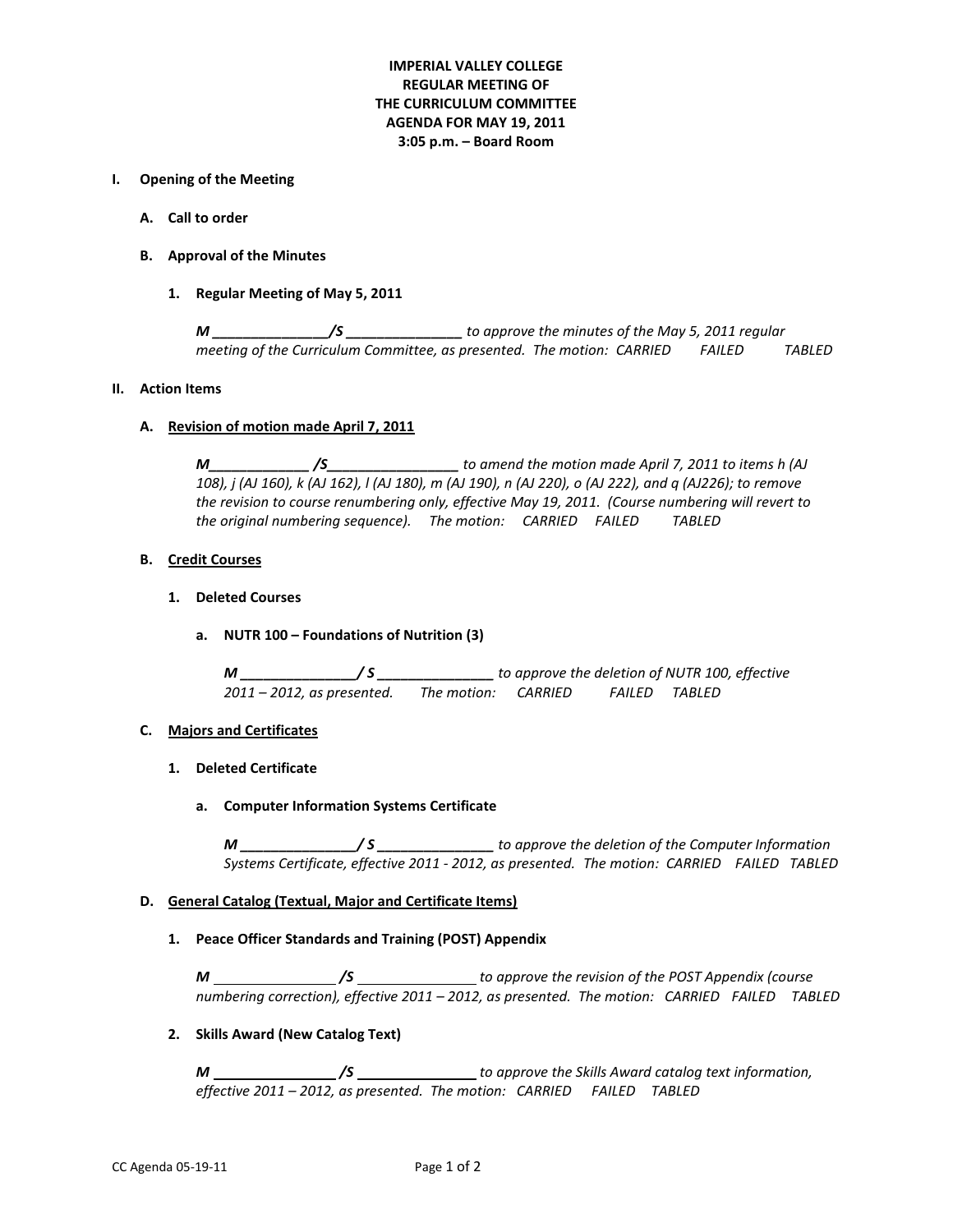**IMPERIAL VALLEY COLLEGE**
**REGULAR MEETING OF**
**THE CURRICULUM COMMITTEE**
**AGENDA FOR MAY 19, 2011**
**3:05 p.m. – Board Room**

## I. Opening of the Meeting

### A. Call to order

### B. Approval of the Minutes

#### 1. Regular Meeting of May 5, 2011

***M _______________/S _______________*** *to approve the minutes of the May 5, 2011 regular meeting of the Curriculum Committee, as presented. The motion: CARRIED FAILED TABLED*

## II. Action Items

### A. Revision of motion made April 7, 2011

***M_____________ /S_________________*** *to amend the motion made April 7, 2011 to items h (AJ 108), j (AJ 160), k (AJ 162), l (AJ 180), m (AJ 190), n (AJ 220), o (AJ 222), and q (AJ226); to remove the revision to course renumbering only, effective May 19, 2011. (Course numbering will revert to the original numbering sequence). The motion: CARRIED FAILED TABLED*

### B. Credit Courses

#### 1. Deleted Courses

**a. NUTR 100 – Foundations of Nutrition (3)**

***M _______________/ S _______________*** *to approve the deletion of NUTR 100, effective 2011 – 2012, as presented. The motion: CARRIED FAILED TABLED*

### C. Majors and Certificates

#### 1. Deleted Certificate

**a. Computer Information Systems Certificate**

***M _______________/ S _______________*** *to approve the deletion of the Computer Information Systems Certificate, effective 2011 - 2012, as presented. The motion: CARRIED FAILED TABLED*

### D. General Catalog (Textual, Major and Certificate Items)

#### 1. Peace Officer Standards and Training (POST) Appendix

***M _______________ /S _______________*** *to approve the revision of the POST Appendix (course numbering correction), effective 2011 – 2012, as presented. The motion: CARRIED FAILED TABLED*

#### 2. Skills Award (New Catalog Text)

***M _______________ /S _______________*** *to approve the Skills Award catalog text information, effective 2011 – 2012, as presented. The motion: CARRIED FAILED TABLED*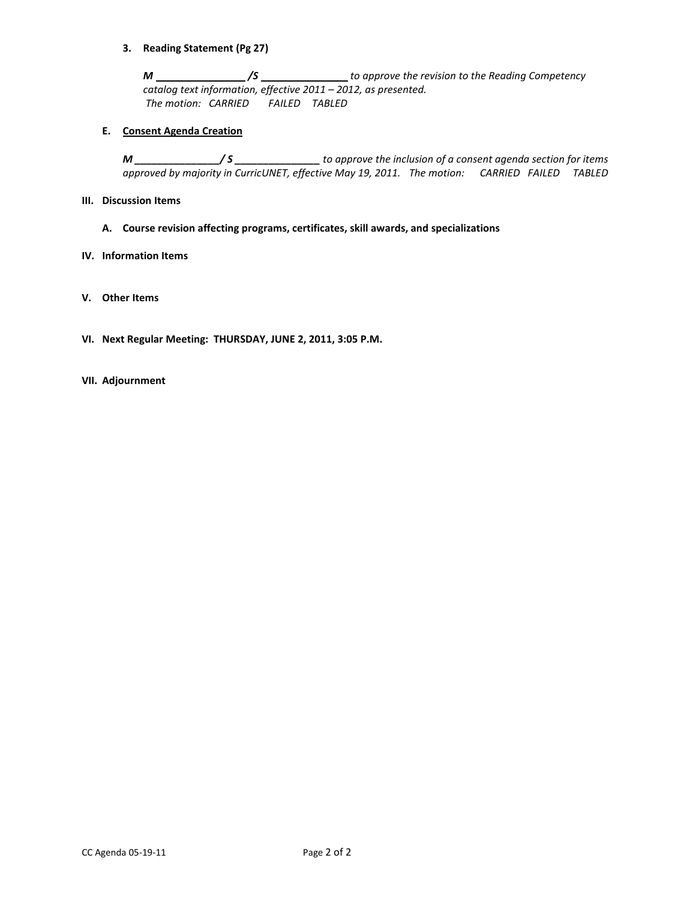**3. Reading Statement (Pg 27)**

***M _______________ /S _______________*** *to approve the revision to the Reading Competency catalog text information, effective 2011 – 2012, as presented.*
*The motion: CARRIED FAILED TABLED*

**E. Consent Agenda Creation**

***M _______________/ S _______________*** *to approve the inclusion of a consent agenda section for items approved by majority in CurricUNET, effective May 19, 2011. The motion: CARRIED FAILED TABLED*

**III. Discussion Items**

**A. Course revision affecting programs, certificates, skill awards, and specializations**

**IV. Information Items**

**V. Other Items**

**VI. Next Regular Meeting: THURSDAY, JUNE 2, 2011, 3:05 P.M.**

**VII. Adjournment**